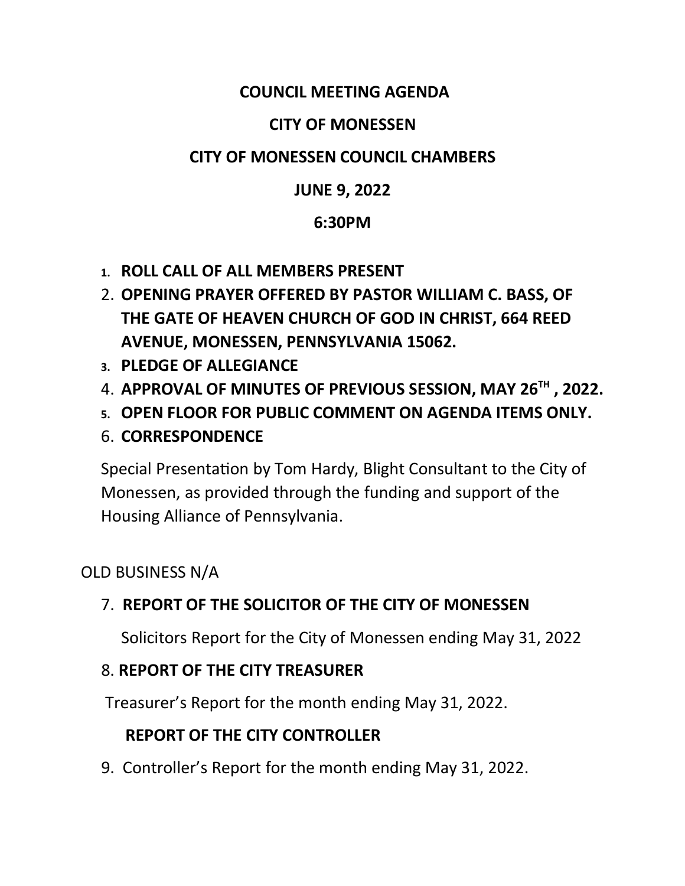**COUNCIL MEETING AGENDA**

**CITY OF MONESSEN**

**CITY OF MONESSEN COUNCIL CHAMBERS**

**JUNE 9, 2022**

**6:30PM**

1. **ROLL CALL OF ALL MEMBERS PRESENT**
2. **OPENING PRAYER OFFERED BY PASTOR WILLIAM C. BASS, OF THE GATE OF HEAVEN CHURCH OF GOD IN CHRIST, 664 REED AVENUE, MONESSEN, PENNSYLVANIA 15062.**
3. **PLEDGE OF ALLEGIANCE**
4. **APPROVAL OF MINUTES OF PREVIOUS SESSION, MAY 26TH , 2022.**
5. **OPEN FLOOR FOR PUBLIC COMMENT ON AGENDA ITEMS ONLY.**
6. **CORRESPONDENCE**

   Special Presentation by Tom Hardy, Blight Consultant to the City of Monessen, as provided through the funding and support of the Housing Alliance of Pennsylvania.

OLD BUSINESS N/A

7. **REPORT OF THE SOLICITOR OF THE CITY OF MONESSEN**

   Solicitors Report for the City of Monessen ending May 31, 2022

8. **REPORT OF THE CITY TREASURER**

   Treasurer's Report for the month ending May 31, 2022.

   **REPORT OF THE CITY CONTROLLER**

9. Controller's Report for the month ending May 31, 2022.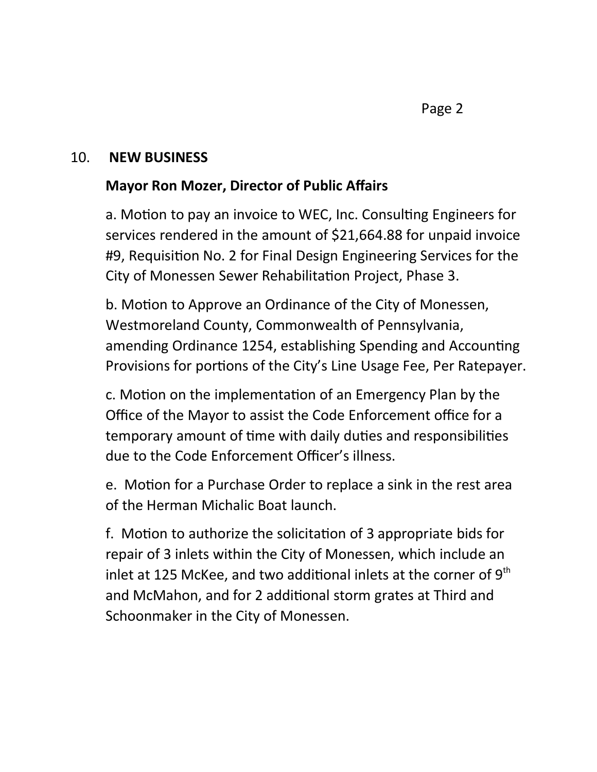## 10. NEW BUSINESS

**Mayor Ron Mozer, Director of Public Affairs**

a. Motion to pay an invoice to WEC, Inc. Consulting Engineers for services rendered in the amount of $21,664.88 for unpaid invoice #9, Requisition No. 2 for Final Design Engineering Services for the City of Monessen Sewer Rehabilitation Project, Phase 3.

b. Motion to Approve an Ordinance of the City of Monessen, Westmoreland County, Commonwealth of Pennsylvania, amending Ordinance 1254, establishing Spending and Accounting Provisions for portions of the City's Line Usage Fee, Per Ratepayer.

c. Motion on the implementation of an Emergency Plan by the Office of the Mayor to assist the Code Enforcement office for a temporary amount of time with daily duties and responsibilities due to the Code Enforcement Officer's illness.

e. Motion for a Purchase Order to replace a sink in the rest area of the Herman Michalic Boat launch.

f. Motion to authorize the solicitation of 3 appropriate bids for repair of 3 inlets within the City of Monessen, which include an inlet at 125 McKee, and two additional inlets at the corner of 9th and McMahon, and for 2 additional storm grates at Third and Schoonmaker in the City of Monessen.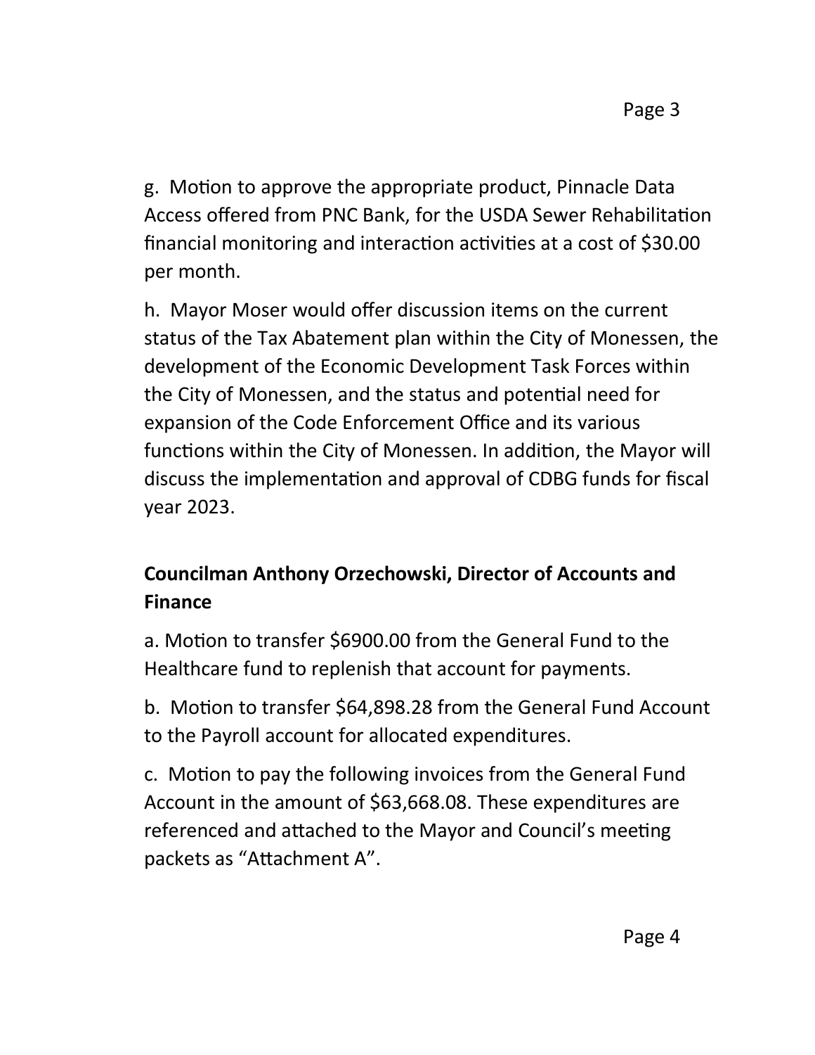g. Motion to approve the appropriate product, Pinnacle Data Access offered from PNC Bank, for the USDA Sewer Rehabilitation financial monitoring and interaction activities at a cost of $30.00 per month.

h. Mayor Moser would offer discussion items on the current status of the Tax Abatement plan within the City of Monessen, the development of the Economic Development Task Forces within the City of Monessen, and the status and potential need for expansion of the Code Enforcement Office and its various functions within the City of Monessen. In addition, the Mayor will discuss the implementation and approval of CDBG funds for fiscal year 2023.

**Councilman Anthony Orzechowski, Director of Accounts and Finance**

a. Motion to transfer $6900.00 from the General Fund to the Healthcare fund to replenish that account for payments.

b. Motion to transfer $64,898.28 from the General Fund Account to the Payroll account for allocated expenditures.

c. Motion to pay the following invoices from the General Fund Account in the amount of $63,668.08. These expenditures are referenced and attached to the Mayor and Council's meeting packets as "Attachment A".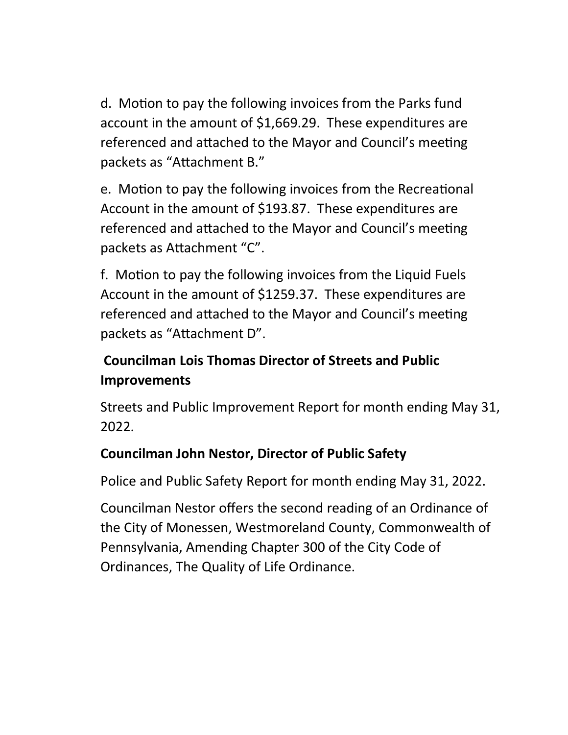d. Motion to pay the following invoices from the Parks fund account in the amount of $1,669.29. These expenditures are referenced and attached to the Mayor and Council's meeting packets as "Attachment B."

e. Motion to pay the following invoices from the Recreational Account in the amount of $193.87. These expenditures are referenced and attached to the Mayor and Council's meeting packets as Attachment "C".

f. Motion to pay the following invoices from the Liquid Fuels Account in the amount of $1259.37. These expenditures are referenced and attached to the Mayor and Council's meeting packets as "Attachment D".

**Councilman Lois Thomas Director of Streets and Public Improvements**

Streets and Public Improvement Report for month ending May 31, 2022.

**Councilman John Nestor, Director of Public Safety**

Police and Public Safety Report for month ending May 31, 2022.

Councilman Nestor offers the second reading of an Ordinance of the City of Monessen, Westmoreland County, Commonwealth of Pennsylvania, Amending Chapter 300 of the City Code of Ordinances, The Quality of Life Ordinance.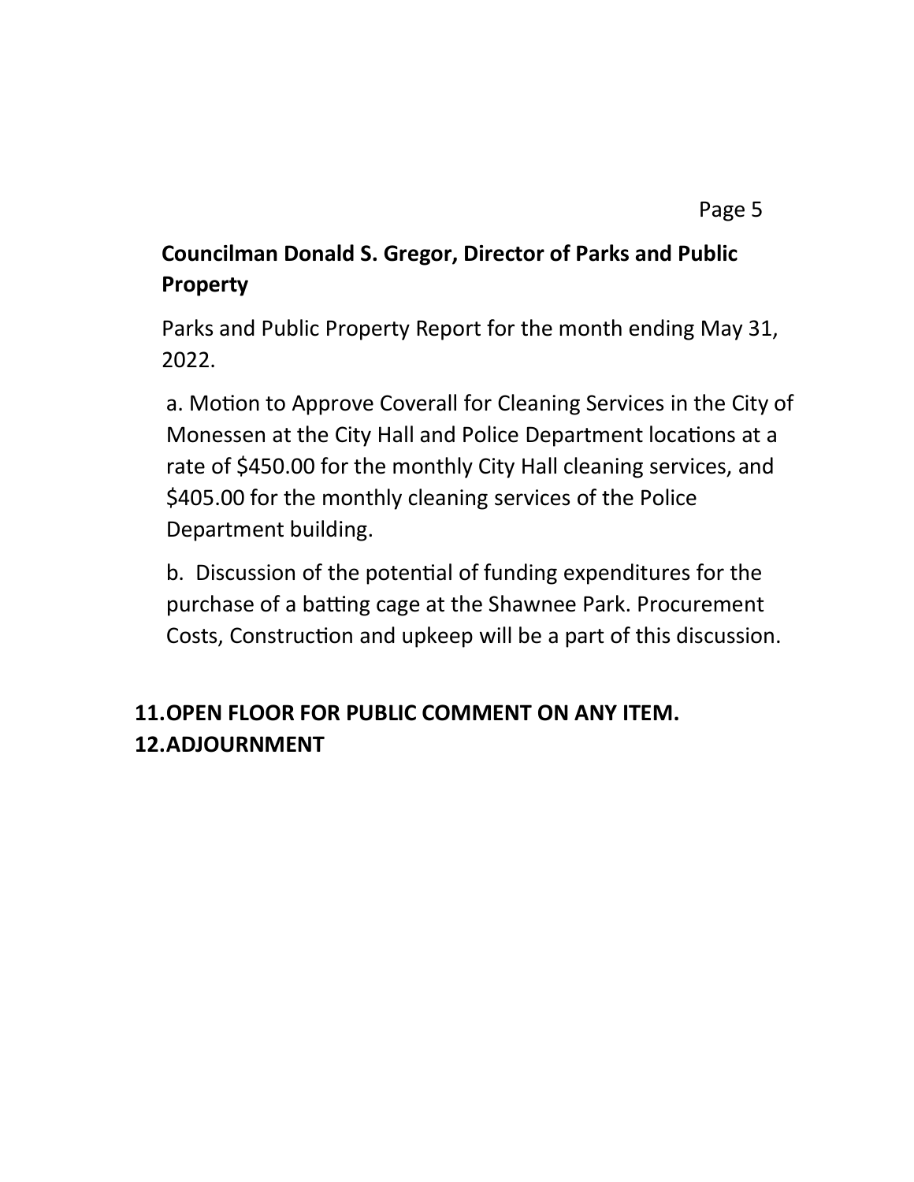**Councilman Donald S. Gregor, Director of Parks and Public Property**

Parks and Public Property Report for the month ending May 31, 2022.

a. Motion to Approve Coverall for Cleaning Services in the City of Monessen at the City Hall and Police Department locations at a rate of $450.00 for the monthly City Hall cleaning services, and $405.00 for the monthly cleaning services of the Police Department building.

b. Discussion of the potential of funding expenditures for the purchase of a batting cage at the Shawnee Park. Procurement Costs, Construction and upkeep will be a part of this discussion.

**11. OPEN FLOOR FOR PUBLIC COMMENT ON ANY ITEM.**

**12. ADJOURNMENT**